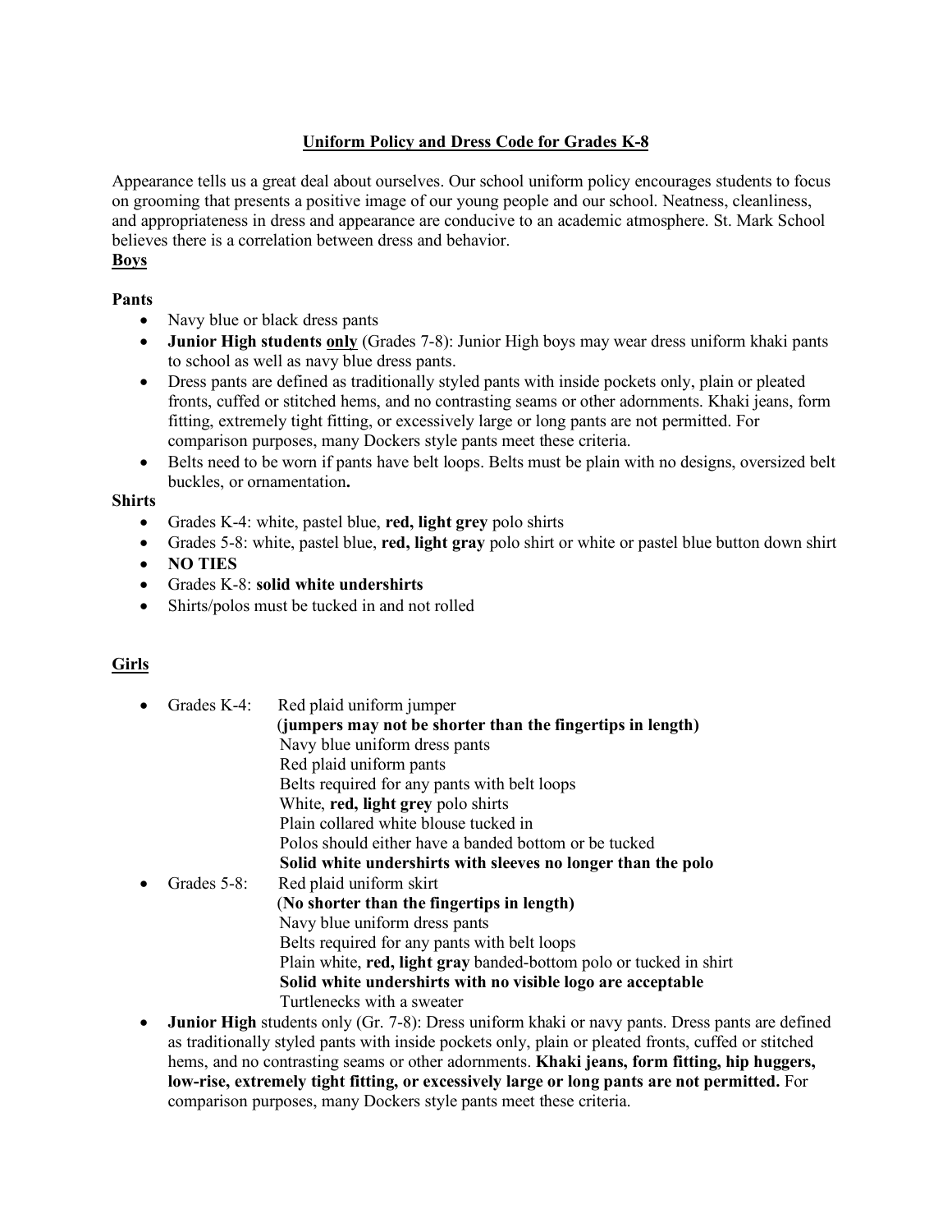## Uniform Policy and Dress Code for Grades K-8

Appearance tells us a great deal about ourselves. Our school uniform policy encourages students to focus on grooming that presents a positive image of our young people and our school. Neatness, cleanliness, and appropriateness in dress and appearance are conducive to an academic atmosphere. St. Mark School believes there is a correlation between dress and behavior.

### Boys

**Pants**

- Navy blue or black dress pants
- **Junior High students only** (Grades 7-8): Junior High boys may wear dress uniform khaki pants to school as well as navy blue dress pants.
- Dress pants are defined as traditionally styled pants with inside pockets only, plain or pleated fronts, cuffed or stitched hems, and no contrasting seams or other adornments. Khaki jeans, form fitting, extremely tight fitting, or excessively large or long pants are not permitted. For comparison purposes, many Dockers style pants meet these criteria.
- Belts need to be worn if pants have belt loops. Belts must be plain with no designs, oversized belt buckles, or ornamentation**.**

**Shirts**

- Grades K-4: white, pastel blue, **red, light grey** polo shirts
- Grades 5-8: white, pastel blue, **red, light gray** polo shirt or white or pastel blue button down shirt
- **NO TIES**
- Grades K-8: **solid white undershirts**
- Shirts/polos must be tucked in and not rolled

### Girls

- Grades K-4:
  - Red plaid uniform jumper
  - (**jumpers may not be shorter than the fingertips in length)**
  - Navy blue uniform dress pants
  - Red plaid uniform pants
  - Belts required for any pants with belt loops
  - White, **red, light grey** polo shirts
  - Plain collared white blouse tucked in
  - Polos should either have a banded bottom or be tucked
  - **Solid white undershirts with sleeves no longer than the polo**
- Grades 5-8:
  - Red plaid uniform skirt
  - (**No shorter than the fingertips in length)**
  - Navy blue uniform dress pants
  - Belts required for any pants with belt loops
  - Plain white, **red, light gray** banded-bottom polo or tucked in shirt
  - **Solid white undershirts with no visible logo are acceptable**
  - Turtlenecks with a sweater
- **Junior High** students only (Gr. 7-8): Dress uniform khaki or navy pants. Dress pants are defined as traditionally styled pants with inside pockets only, plain or pleated fronts, cuffed or stitched hems, and no contrasting seams or other adornments. **Khaki jeans, form fitting, hip huggers, low-rise, extremely tight fitting, or excessively large or long pants are not permitted.** For comparison purposes, many Dockers style pants meet these criteria.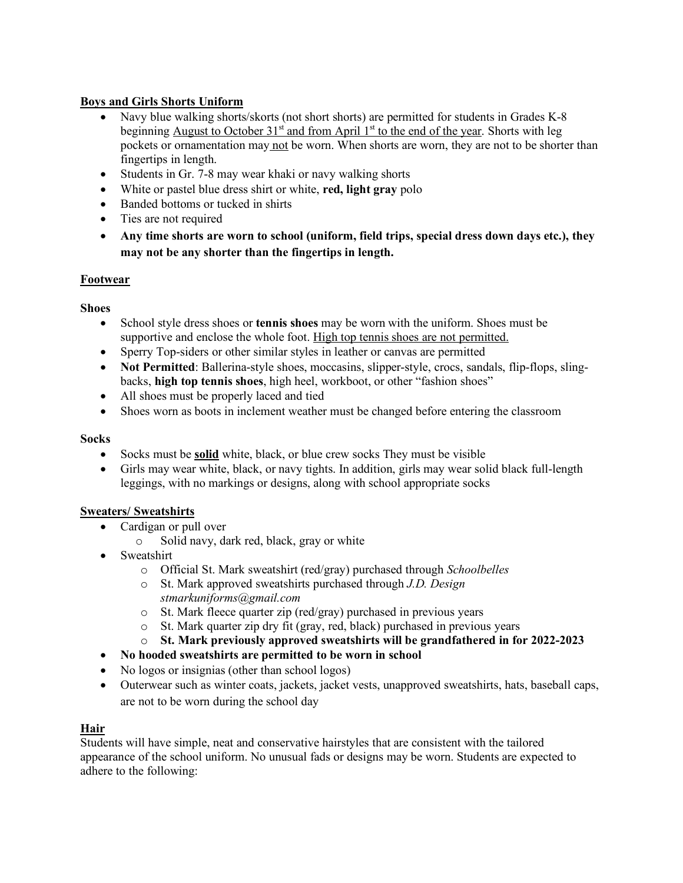## Boys and Girls Shorts Uniform

- Navy blue walking shorts/skorts (not short shorts) are permitted for students in Grades K-8 beginning August to October 31st and from April 1st to the end of the year. Shorts with leg pockets or ornamentation may not be worn. When shorts are worn, they are not to be shorter than fingertips in length.
- Students in Gr. 7-8 may wear khaki or navy walking shorts
- White or pastel blue dress shirt or white, **red, light gray** polo
- Banded bottoms or tucked in shirts
- Ties are not required
- **Any time shorts are worn to school (uniform, field trips, special dress down days etc.), they may not be any shorter than the fingertips in length.**

## Footwear

### Shoes

- School style dress shoes or **tennis shoes** may be worn with the uniform. Shoes must be supportive and enclose the whole foot. High top tennis shoes are not permitted.
- Sperry Top-siders or other similar styles in leather or canvas are permitted
- **Not Permitted**: Ballerina-style shoes, moccasins, slipper-style, crocs, sandals, flip-flops, sling-backs, **high top tennis shoes**, high heel, workboot, or other "fashion shoes"
- All shoes must be properly laced and tied
- Shoes worn as boots in inclement weather must be changed before entering the classroom

### Socks

- Socks must be **solid** white, black, or blue crew socks They must be visible
- Girls may wear white, black, or navy tights. In addition, girls may wear solid black full-length leggings, with no markings or designs, along with school appropriate socks

## Sweaters/ Sweatshirts

- Cardigan or pull over
  - Solid navy, dark red, black, gray or white
- Sweatshirt
  - Official St. Mark sweatshirt (red/gray) purchased through *Schoolbelles*
  - St. Mark approved sweatshirts purchased through *J.D. Design stmarkuniforms@gmail.com*
  - St. Mark fleece quarter zip (red/gray) purchased in previous years
  - St. Mark quarter zip dry fit (gray, red, black) purchased in previous years
  - **St. Mark previously approved sweatshirts will be grandfathered in for 2022-2023**
- **No hooded sweatshirts are permitted to be worn in school**
- No logos or insignias (other than school logos)
- Outerwear such as winter coats, jackets, jacket vests, unapproved sweatshirts, hats, baseball caps, are not to be worn during the school day

## Hair

Students will have simple, neat and conservative hairstyles that are consistent with the tailored appearance of the school uniform. No unusual fads or designs may be worn. Students are expected to adhere to the following: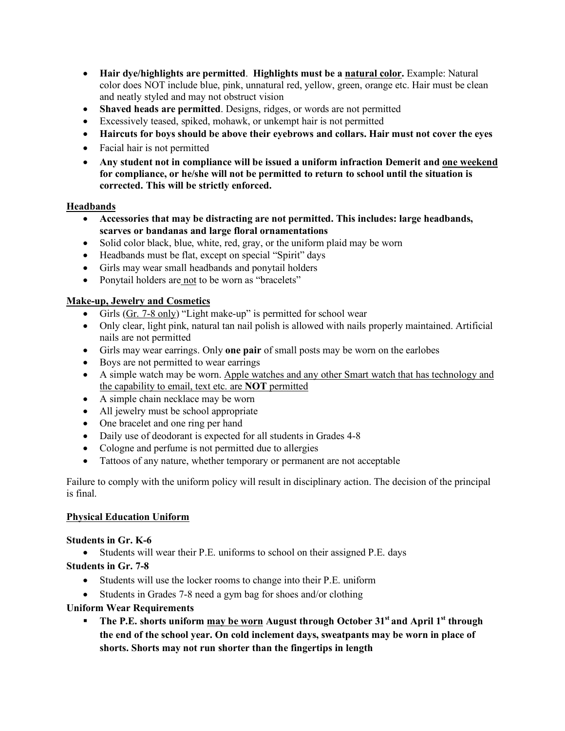- **Hair dye/highlights are permitted**. **Highlights must be a <u>natural color</u>.** Example: Natural color does NOT include blue, pink, unnatural red, yellow, green, orange etc. Hair must be clean and neatly styled and may not obstruct vision
- **Shaved heads are permitted**. Designs, ridges, or words are not permitted
- Excessively teased, spiked, mohawk, or unkempt hair is not permitted
- **Haircuts for boys should be above their eyebrows and collars. Hair must not cover the eyes**
- Facial hair is not permitted
- **Any student not in compliance will be issued a uniform infraction Demerit and <u>one weekend</u> for compliance, or he/she will not be permitted to return to school until the situation is corrected. This will be strictly enforced.**

## <u>Headbands</u>

- **Accessories that may be distracting are not permitted. This includes: large headbands, scarves or bandanas and large floral ornamentations**
- Solid color black, blue, white, red, gray, or the uniform plaid may be worn
- Headbands must be flat, except on special "Spirit" days
- Girls may wear small headbands and ponytail holders
- Ponytail holders are <u>not</u> to be worn as "bracelets"

## <u>Make-up, Jewelry and Cosmetics</u>

- Girls (<u>Gr. 7-8 only</u>) "Light make-up" is permitted for school wear
- Only clear, light pink, natural tan nail polish is allowed with nails properly maintained. Artificial nails are not permitted
- Girls may wear earrings. Only **one pair** of small posts may be worn on the earlobes
- Boys are not permitted to wear earrings
- A simple watch may be worn. <u>Apple watches and any other Smart watch that has technology and the capability to email, text etc. are **NOT** permitted</u>
- A simple chain necklace may be worn
- All jewelry must be school appropriate
- One bracelet and one ring per hand
- Daily use of deodorant is expected for all students in Grades 4-8
- Cologne and perfume is not permitted due to allergies
- Tattoos of any nature, whether temporary or permanent are not acceptable

Failure to comply with the uniform policy will result in disciplinary action. The decision of the principal is final.

## <u>Physical Education Uniform</u>

**Students in Gr. K-6**

- Students will wear their P.E. uniforms to school on their assigned P.E. days

**Students in Gr. 7-8**

- Students will use the locker rooms to change into their P.E. uniform
- Students in Grades 7-8 need a gym bag for shoes and/or clothing

**Uniform Wear Requirements**

- **The P.E. shorts uniform <u>may be worn</u> August through October 31st and April 1st through the end of the school year. On cold inclement days, sweatpants may be worn in place of shorts. Shorts may not run shorter than the fingertips in length**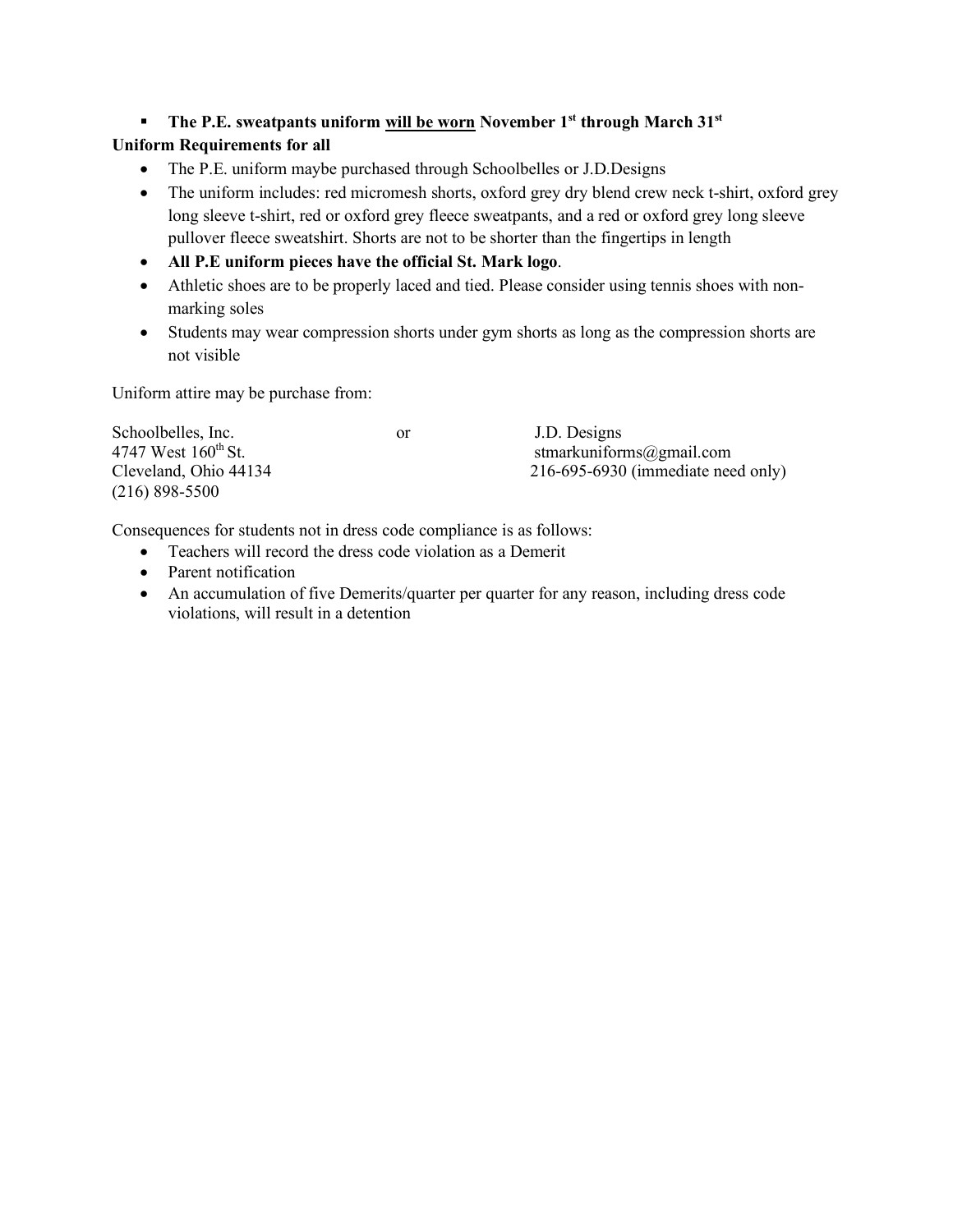- **The P.E. sweatpants uniform <u>will be worn</u> November 1st through March 31st**

**Uniform Requirements for all**

- The P.E. uniform maybe purchased through Schoolbelles or J.D.Designs
- The uniform includes: red micromesh shorts, oxford grey dry blend crew neck t-shirt, oxford grey long sleeve t-shirt, red or oxford grey fleece sweatpants, and a red or oxford grey long sleeve pullover fleece sweatshirt. Shorts are not to be shorter than the fingertips in length
- **All P.E uniform pieces have the official St. Mark logo**.
- Athletic shoes are to be properly laced and tied. Please consider using tennis shoes with non-marking soles
- Students may wear compression shorts under gym shorts as long as the compression shorts are not visible

Uniform attire may be purchase from:

Schoolbelles, Inc.
4747 West 160th St.
Cleveland, Ohio 44134
(216) 898-5500

or

J.D. Designs
stmarkuniforms@gmail.com
216-695-6930 (immediate need only)

Consequences for students not in dress code compliance is as follows:

- Teachers will record the dress code violation as a Demerit
- Parent notification
- An accumulation of five Demerits/quarter per quarter for any reason, including dress code violations, will result in a detention